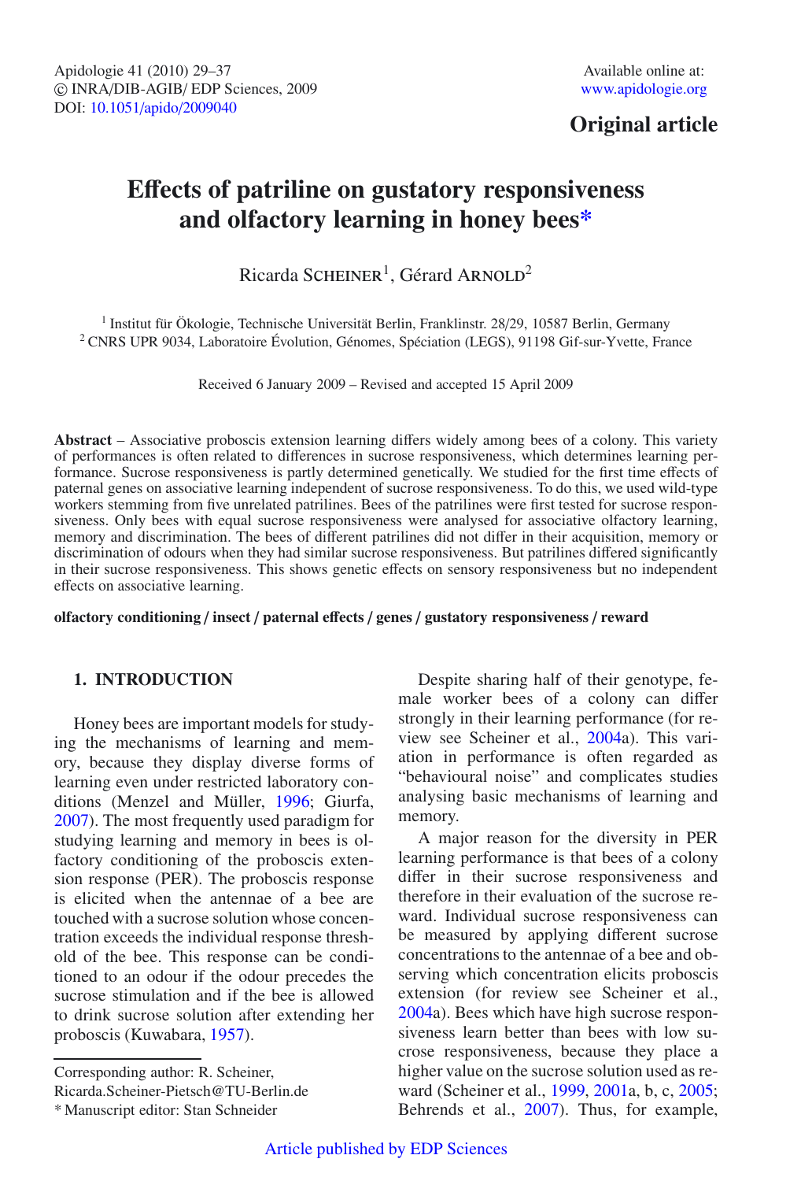Apidologie 41 (2010) 29–37
© INRA/DIB-AGIB/ EDP Sciences, 2009
DOI: 10.1051/apido/2009040

Available online at:
www.apidologie.org

**Original article**

# Effects of patriline on gustatory responsiveness and olfactory learning in honey bees*

Ricarda Scheiner[1], Gérard Arnold[2]

[1] Institut für Ökologie, Technische Universität Berlin, Franklinstr. 28/29, 10587 Berlin, Germany
[2] CNRS UPR 9034, Laboratoire Évolution, Génomes, Spéciation (LEGS), 91198 Gif-sur-Yvette, France

Received 6 January 2009 – Revised and accepted 15 April 2009

**Abstract** – Associative proboscis extension learning differs widely among bees of a colony. This variety of performances is often related to differences in sucrose responsiveness, which determines learning performance. Sucrose responsiveness is partly determined genetically. We studied for the first time effects of paternal genes on associative learning independent of sucrose responsiveness. To do this, we used wild-type workers stemming from five unrelated patrilines. Bees of the patrilines were first tested for sucrose responsiveness. Only bees with equal sucrose responsiveness were analysed for associative olfactory learning, memory and discrimination. The bees of different patrilines did not differ in their acquisition, memory or discrimination of odours when they had similar sucrose responsiveness. But patrilines differed significantly in their sucrose responsiveness. This shows genetic effects on sensory responsiveness but no independent effects on associative learning.

**olfactory conditioning / insect / paternal effects / genes / gustatory responsiveness / reward**

## 1. INTRODUCTION

Honey bees are important models for studying the mechanisms of learning and memory, because they display diverse forms of learning even under restricted laboratory conditions (Menzel and Müller, 1996; Giurfa, 2007). The most frequently used paradigm for studying learning and memory in bees is olfactory conditioning of the proboscis extension response (PER). The proboscis response is elicited when the antennae of a bee are touched with a sucrose solution whose concentration exceeds the individual response threshold of the bee. This response can be conditioned to an odour if the odour precedes the sucrose stimulation and if the bee is allowed to drink sucrose solution after extending her proboscis (Kuwabara, 1957).

Despite sharing half of their genotype, female worker bees of a colony can differ strongly in their learning performance (for review see Scheiner et al., 2004a). This variation in performance is often regarded as "behavioural noise" and complicates studies analysing basic mechanisms of learning and memory.

A major reason for the diversity in PER learning performance is that bees of a colony differ in their sucrose responsiveness and therefore in their evaluation of the sucrose reward. Individual sucrose responsiveness can be measured by applying different sucrose concentrations to the antennae of a bee and observing which concentration elicits proboscis extension (for review see Scheiner et al., 2004a). Bees which have high sucrose responsiveness learn better than bees with low sucrose responsiveness, because they place a higher value on the sucrose solution used as reward (Scheiner et al., 1999, 2001a, b, c, 2005; Behrends et al., 2007). Thus, for example,

Corresponding author: R. Scheiner,
Ricarda.Scheiner-Pietsch@TU-Berlin.de
* Manuscript editor: Stan Schneider

Article published by EDP Sciences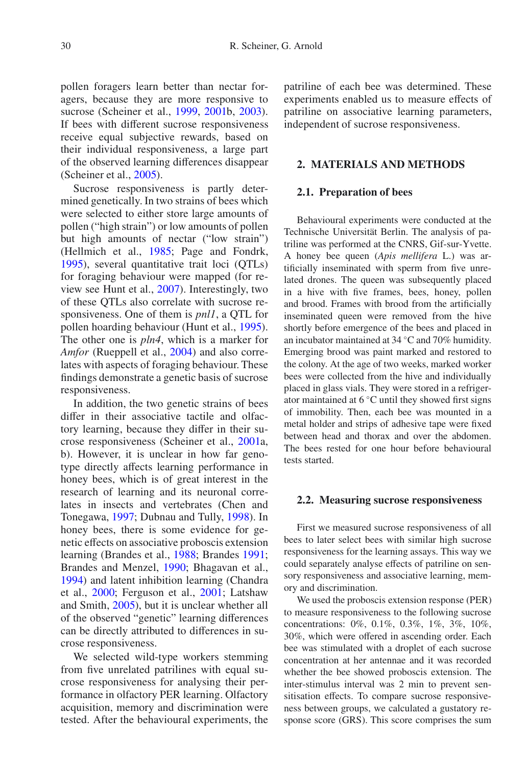pollen foragers learn better than nectar foragers, because they are more responsive to sucrose (Scheiner et al., 1999, 2001b, 2003). If bees with different sucrose responsiveness receive equal subjective rewards, based on their individual responsiveness, a large part of the observed learning differences disappear (Scheiner et al., 2005).

Sucrose responsiveness is partly determined genetically. In two strains of bees which were selected to either store large amounts of pollen ("high strain") or low amounts of pollen but high amounts of nectar ("low strain") (Hellmich et al., 1985; Page and Fondrk, 1995), several quantitative trait loci (QTLs) for foraging behaviour were mapped (for review see Hunt et al., 2007). Interestingly, two of these QTLs also correlate with sucrose responsiveness. One of them is *pnl1*, a QTL for pollen hoarding behaviour (Hunt et al., 1995). The other one is *pln4*, which is a marker for *Amfor* (Rueppell et al., 2004) and also correlates with aspects of foraging behaviour. These findings demonstrate a genetic basis of sucrose responsiveness.

In addition, the two genetic strains of bees differ in their associative tactile and olfactory learning, because they differ in their sucrose responsiveness (Scheiner et al., 2001a, b). However, it is unclear in how far genotype directly affects learning performance in honey bees, which is of great interest in the research of learning and its neuronal correlates in insects and vertebrates (Chen and Tonegawa, 1997; Dubnau and Tully, 1998). In honey bees, there is some evidence for genetic effects on associative proboscis extension learning (Brandes et al., 1988; Brandes 1991; Brandes and Menzel, 1990; Bhagavan et al., 1994) and latent inhibition learning (Chandra et al., 2000; Ferguson et al., 2001; Latshaw and Smith, 2005), but it is unclear whether all of the observed "genetic" learning differences can be directly attributed to differences in sucrose responsiveness.

We selected wild-type workers stemming from five unrelated patrilines with equal sucrose responsiveness for analysing their performance in olfactory PER learning. Olfactory acquisition, memory and discrimination were tested. After the behavioural experiments, the patriline of each bee was determined. These experiments enabled us to measure effects of patriline on associative learning parameters, independent of sucrose responsiveness.

## 2. MATERIALS AND METHODS

### 2.1. Preparation of bees

Behavioural experiments were conducted at the Technische Universität Berlin. The analysis of patriline was performed at the CNRS, Gif-sur-Yvette. A honey bee queen (*Apis mellifera* L.) was artificially inseminated with sperm from five unrelated drones. The queen was subsequently placed in a hive with five frames, bees, honey, pollen and brood. Frames with brood from the artificially inseminated queen were removed from the hive shortly before emergence of the bees and placed in an incubator maintained at 34 °C and 70% humidity. Emerging brood was paint marked and restored to the colony. At the age of two weeks, marked worker bees were collected from the hive and individually placed in glass vials. They were stored in a refrigerator maintained at 6 °C until they showed first signs of immobility. Then, each bee was mounted in a metal holder and strips of adhesive tape were fixed between head and thorax and over the abdomen. The bees rested for one hour before behavioural tests started.

### 2.2. Measuring sucrose responsiveness

First we measured sucrose responsiveness of all bees to later select bees with similar high sucrose responsiveness for the learning assays. This way we could separately analyse effects of patriline on sensory responsiveness and associative learning, memory and discrimination.

We used the proboscis extension response (PER) to measure responsiveness to the following sucrose concentrations: 0%, 0.1%, 0.3%, 1%, 3%, 10%, 30%, which were offered in ascending order. Each bee was stimulated with a droplet of each sucrose concentration at her antennae and it was recorded whether the bee showed proboscis extension. The inter-stimulus interval was 2 min to prevent sensitisation effects. To compare sucrose responsiveness between groups, we calculated a gustatory response score (GRS). This score comprises the sum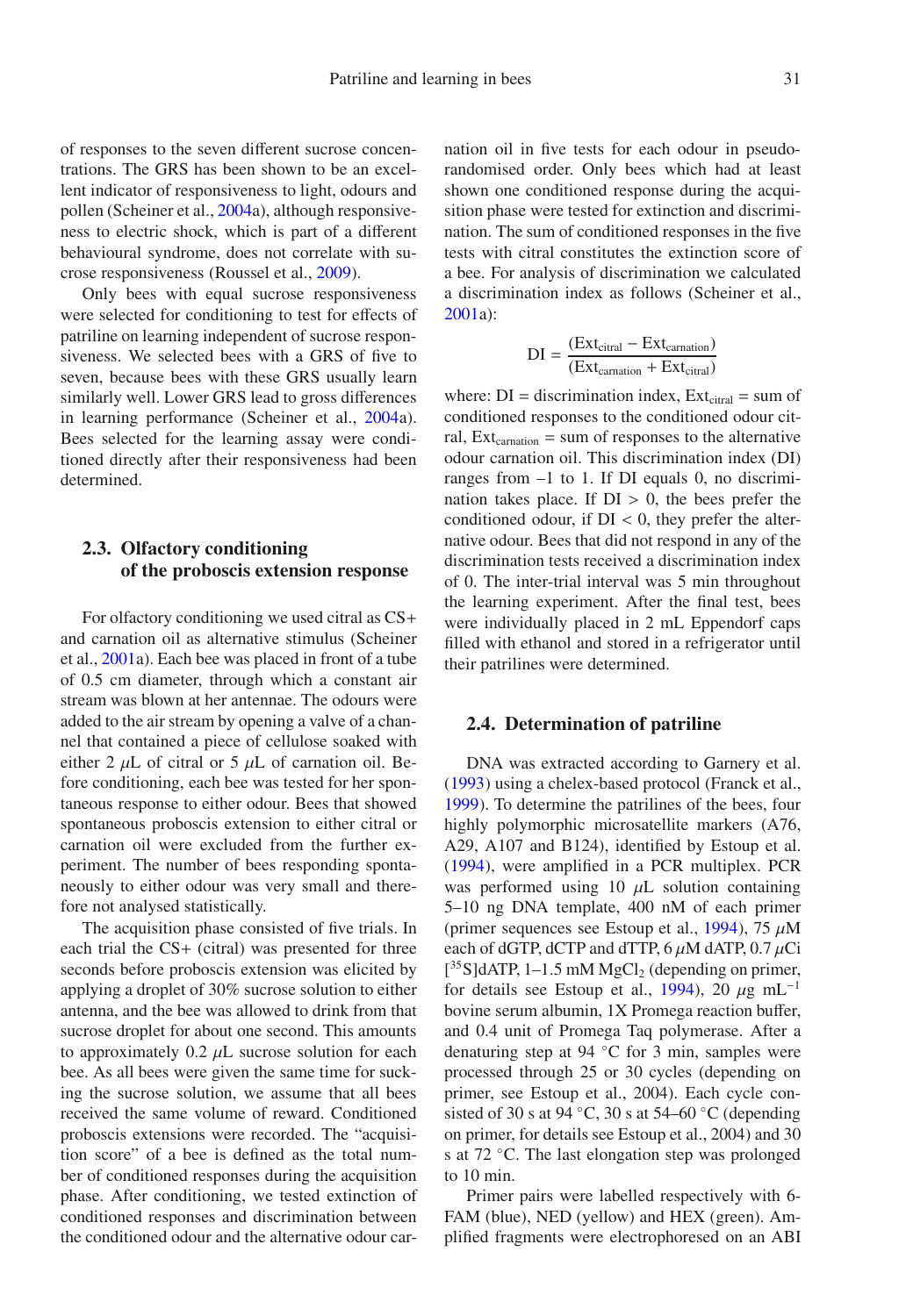of responses to the seven different sucrose concentrations. The GRS has been shown to be an excellent indicator of responsiveness to light, odours and pollen (Scheiner et al., 2004a), although responsiveness to electric shock, which is part of a different behavioural syndrome, does not correlate with sucrose responsiveness (Roussel et al., 2009).

Only bees with equal sucrose responsiveness were selected for conditioning to test for effects of patriline on learning independent of sucrose responsiveness. We selected bees with a GRS of five to seven, because bees with these GRS usually learn similarly well. Lower GRS lead to gross differences in learning performance (Scheiner et al., 2004a). Bees selected for the learning assay were conditioned directly after their responsiveness had been determined.

## 2.3. Olfactory conditioning of the proboscis extension response

For olfactory conditioning we used citral as CS+ and carnation oil as alternative stimulus (Scheiner et al., 2001a). Each bee was placed in front of a tube of 0.5 cm diameter, through which a constant air stream was blown at her antennae. The odours were added to the air stream by opening a valve of a channel that contained a piece of cellulose soaked with either 2 $\mu$L of citral or 5 $\mu$L of carnation oil. Before conditioning, each bee was tested for her spontaneous response to either odour. Bees that showed spontaneous proboscis extension to either citral or carnation oil were excluded from the further experiment. The number of bees responding spontaneously to either odour was very small and therefore not analysed statistically.

The acquisition phase consisted of five trials. In each trial the CS+ (citral) was presented for three seconds before proboscis extension was elicited by applying a droplet of 30% sucrose solution to either antenna, and the bee was allowed to drink from that sucrose droplet for about one second. This amounts to approximately 0.2 $\mu$L sucrose solution for each bee. As all bees were given the same time for sucking the sucrose solution, we assume that all bees received the same volume of reward. Conditioned proboscis extensions were recorded. The "acquisition score" of a bee is defined as the total number of conditioned responses during the acquisition phase. After conditioning, we tested extinction of conditioned responses and discrimination between the conditioned odour and the alternative odour carnation oil in five tests for each odour in pseudo-randomised order. Only bees which had at least shown one conditioned response during the acquisition phase were tested for extinction and discrimination. The sum of conditioned responses in the five tests with citral constitutes the extinction score of a bee. For analysis of discrimination we calculated a discrimination index as follows (Scheiner et al., 2001a):

$$\mathrm{DI} = \frac{(\mathrm{Ext}_{\mathrm{citral}} - \mathrm{Ext}_{\mathrm{carnation}})}{(\mathrm{Ext}_{\mathrm{carnation}} + \mathrm{Ext}_{\mathrm{citral}})}$$

where: DI = discrimination index, $\mathrm{Ext}_{\mathrm{citral}}$ = sum of conditioned responses to the conditioned odour citral, $\mathrm{Ext}_{\mathrm{carnation}}$ = sum of responses to the alternative odour carnation oil. This discrimination index (DI) ranges from –1 to 1. If DI equals 0, no discrimination takes place. If DI > 0, the bees prefer the conditioned odour, if DI < 0, they prefer the alternative odour. Bees that did not respond in any of the discrimination tests received a discrimination index of 0. The inter-trial interval was 5 min throughout the learning experiment. After the final test, bees were individually placed in 2 mL Eppendorf caps filled with ethanol and stored in a refrigerator until their patrilines were determined.

## 2.4. Determination of patriline

DNA was extracted according to Garnery et al. (1993) using a chelex-based protocol (Franck et al., 1999). To determine the patrilines of the bees, four highly polymorphic microsatellite markers (A76, A29, A107 and B124), identified by Estoup et al. (1994), were amplified in a PCR multiplex. PCR was performed using 10 $\mu$L solution containing 5–10 ng DNA template, 400 nM of each primer (primer sequences see Estoup et al., 1994), 75 $\mu$M each of dGTP, dCTP and dTTP, 6 $\mu$M dATP, 0.7 $\mu$Ci [$^{35}$S]dATP, 1–1.5 mM $MgCl_2$ (depending on primer, for details see Estoup et al., 1994), 20 $\mu$g mL$^{-1}$ bovine serum albumin, 1X Promega reaction buffer, and 0.4 unit of Promega Taq polymerase. After a denaturing step at 94 °C for 3 min, samples were processed through 25 or 30 cycles (depending on primer, see Estoup et al., 2004). Each cycle consisted of 30 s at 94 °C, 30 s at 54–60 °C (depending on primer, for details see Estoup et al., 2004) and 30 s at 72 °C. The last elongation step was prolonged to 10 min.

Primer pairs were labelled respectively with 6-FAM (blue), NED (yellow) and HEX (green). Amplified fragments were electrophoresed on an ABI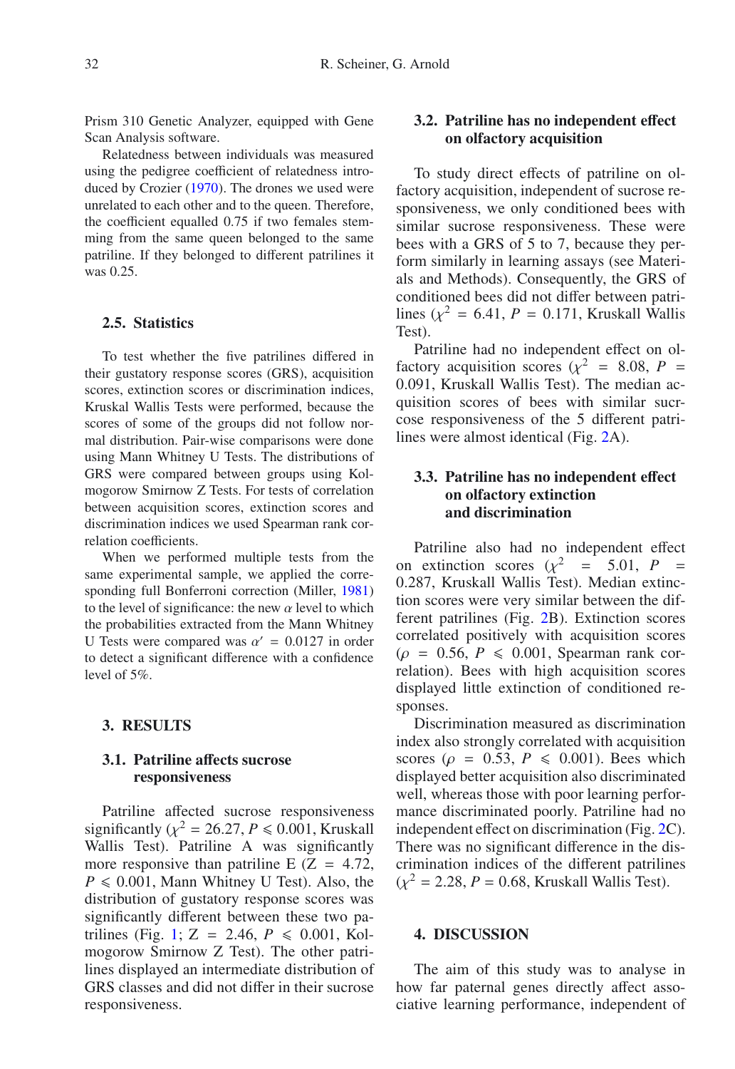Prism 310 Genetic Analyzer, equipped with Gene Scan Analysis software.

Relatedness between individuals was measured using the pedigree coefficient of relatedness introduced by Crozier (1970). The drones we used were unrelated to each other and to the queen. Therefore, the coefficient equalled 0.75 if two females stemming from the same queen belonged to the same patriline. If they belonged to different patrilines it was 0.25.

### 2.5. Statistics

To test whether the five patrilines differed in their gustatory response scores (GRS), acquisition scores, extinction scores or discrimination indices, Kruskal Wallis Tests were performed, because the scores of some of the groups did not follow normal distribution. Pair-wise comparisons were done using Mann Whitney U Tests. The distributions of GRS were compared between groups using Kolmogorow Smirnow Z Tests. For tests of correlation between acquisition scores, extinction scores and discrimination indices we used Spearman rank correlation coefficients.

When we performed multiple tests from the same experimental sample, we applied the corresponding full Bonferroni correction (Miller, 1981) to the level of significance: the new $\alpha$ level to which the probabilities extracted from the Mann Whitney U Tests were compared was $\alpha' = 0.0127$ in order to detect a significant difference with a confidence level of 5%.

## 3. RESULTS

### 3.1. Patriline affects sucrose responsiveness

Patriline affected sucrose responsiveness significantly ($\chi^2 = 26.27$, $P \leqslant 0.001$, Kruskall Wallis Test). Patriline A was significantly more responsive than patriline E ($Z = 4.72$, $P \leqslant 0.001$, Mann Whitney U Test). Also, the distribution of gustatory response scores was significantly different between these two patrilines (Fig. 1; $Z = 2.46$, $P \leqslant 0.001$, Kolmogorow Smirnow Z Test). The other patrilines displayed an intermediate distribution of GRS classes and did not differ in their sucrose responsiveness.

### 3.2. Patriline has no independent effect on olfactory acquisition

To study direct effects of patriline on olfactory acquisition, independent of sucrose responsiveness, we only conditioned bees with similar sucrose responsiveness. These were bees with a GRS of 5 to 7, because they perform similarly in learning assays (see Materials and Methods). Consequently, the GRS of conditioned bees did not differ between patrilines ($\chi^2 = 6.41$, $P = 0.171$, Kruskal Wallis Test).

Patriline had no independent effect on olfactory acquisition scores ($\chi^2 = 8.08$, $P = 0.091$, Kruskal Wallis Test). The median acquisition scores of bees with similar sucrose responsiveness of the 5 different patrilines were almost identical (Fig. 2A).

### 3.3. Patriline has no independent effect on olfactory extinction and discrimination

Patriline also had no independent effect on extinction scores ($\chi^2 = 5.01$, $P = 0.287$, Kruskal Wallis Test). Median extinction scores were very similar between the different patrilines (Fig. 2B). Extinction scores correlated positively with acquisition scores ($\rho = 0.56$, $P \leqslant 0.001$, Spearman rank correlation). Bees with high acquisition scores displayed little extinction of conditioned responses.

Discrimination measured as discrimination index also strongly correlated with acquisition scores ($\rho = 0.53$, $P \leqslant 0.001$). Bees which displayed better acquisition also discriminated well, whereas those with poor learning performance discriminated poorly. Patriline had no independent effect on discrimination (Fig. 2C). There was no significant difference in the discrimination indices of the different patrilines ($\chi^2 = 2.28$, $P = 0.68$, Kruskal Wallis Test).

## 4. DISCUSSION

The aim of this study was to analyse in how far paternal genes directly affect associative learning performance, independent of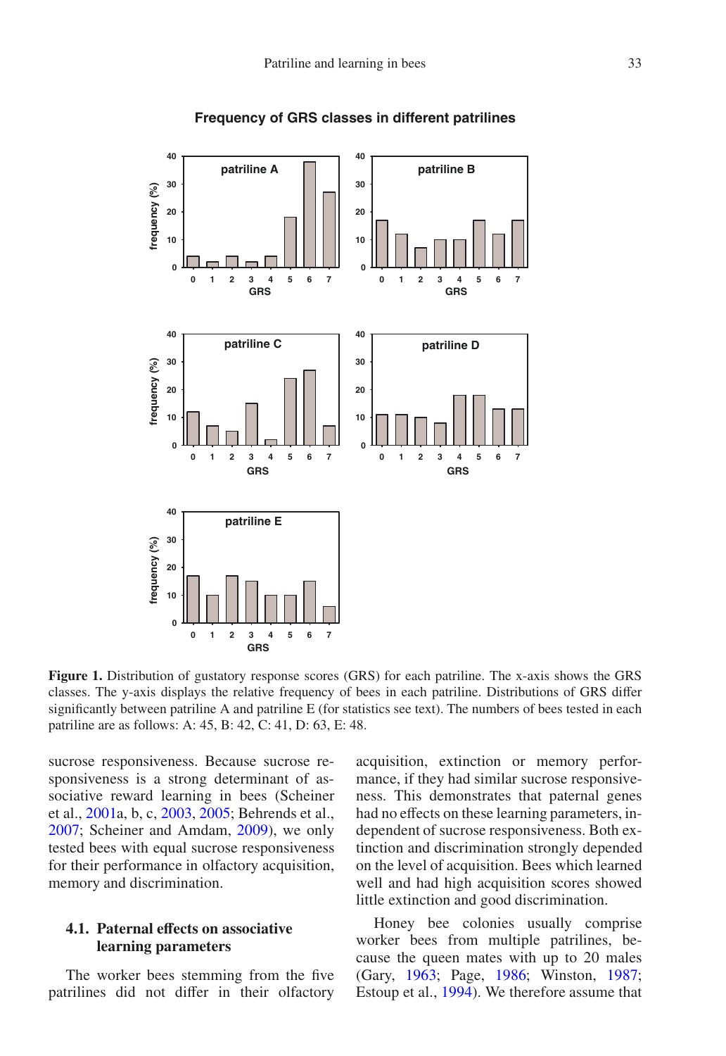Frequency of GRS classes in different patrilines

**Figure 1.** Distribution of gustatory response scores (GRS) for each patriline. The x-axis shows the GRS classes. The y-axis displays the relative frequency of bees in each patriline. Distributions of GRS differ significantly between patriline A and patriline E (for statistics see text). The numbers of bees tested in each patriline are as follows: A: 45, B: 42, C: 41, D: 63, E: 48.

sucrose responsiveness. Because sucrose responsiveness is a strong determinant of associative reward learning in bees (Scheiner et al., 2001a, b, c, 2003, 2005; Behrends et al., 2007; Scheiner and Amdam, 2009), we only tested bees with equal sucrose responsiveness for their performance in olfactory acquisition, memory and discrimination.

### 4.1. Paternal effects on associative learning parameters

The worker bees stemming from the five patrilines did not differ in their olfactory acquisition, extinction or memory performance, if they had similar sucrose responsiveness. This demonstrates that paternal genes had no effects on these learning parameters, independent of sucrose responsiveness. Both extinction and discrimination strongly depended on the level of acquisition. Bees which learned well and had high acquisition scores showed little extinction and good discrimination.

Honey bee colonies usually comprise worker bees from multiple patrilines, because the queen mates with up to 20 males (Gary, 1963; Page, 1986; Winston, 1987; Estoup et al., 1994). We therefore assume that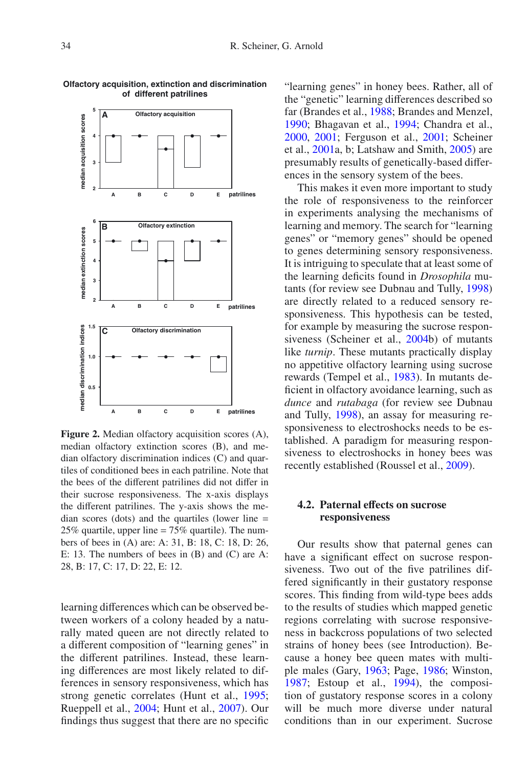**Olfactory acquisition, extinction and discrimination of different patrilines**

**Figure 2.** Median olfactory acquisition scores (A), median olfactory extinction scores (B), and median olfactory discrimination indices (C) and quartiles of conditioned bees in each patriline. Note that the bees of the different patrilines did not differ in their sucrose responsiveness. The x-axis displays the different patrilines. The y-axis shows the median scores (dots) and the quartiles (lower line = 25% quartile, upper line = 75% quartile). The numbers of bees in (A) are: A: 31, B: 18, C: 18, D: 26, E: 13. The numbers of bees in (B) and (C) are A: 28, B: 17, C: 17, D: 22, E: 12.

learning differences which can be observed between workers of a colony headed by a naturally mated queen are not directly related to a different composition of "learning genes" in the different patrilines. Instead, these learning differences are most likely related to differences in sensory responsiveness, which has strong genetic correlates (Hunt et al., 1995; Rueppell et al., 2004; Hunt et al., 2007). Our findings thus suggest that there are no specific "learning genes" in honey bees. Rather, all of the "genetic" learning differences described so far (Brandes et al., 1988; Brandes and Menzel, 1990; Bhagavan et al., 1994; Chandra et al., 2000, 2001; Ferguson et al., 2001; Scheiner et al., 2001a, b; Latshaw and Smith, 2005) are presumably results of genetically-based differences in the sensory system of the bees.

This makes it even more important to study the role of responsiveness to the reinforcer in experiments analysing the mechanisms of learning and memory. The search for "learning genes" or "memory genes" should be opened to genes determining sensory responsiveness. It is intriguing to speculate that at least some of the learning deficits found in *Drosophila* mutants (for review see Dubnau and Tully, 1998) are directly related to a reduced sensory responsiveness. This hypothesis can be tested, for example by measuring the sucrose responsiveness (Scheiner et al., 2004b) of mutants like *turnip*. These mutants practically display no appetitive olfactory learning using sucrose rewards (Tempel et al., 1983). In mutants deficient in olfactory avoidance learning, such as *dunce* and *rutabaga* (for review see Dubnau and Tully, 1998), an assay for measuring responsiveness to electroshocks needs to be established. A paradigm for measuring responsiveness to electroshocks in honey bees was recently established (Roussel et al., 2009).

### 4.2. Paternal effects on sucrose responsiveness

Our results show that paternal genes can have a significant effect on sucrose responsiveness. Two out of the five patrilines differed significantly in their gustatory response scores. This finding from wild-type bees adds to the results of studies which mapped genetic regions correlating with sucrose responsiveness in backcross populations of two selected strains of honey bees (see Introduction). Because a honey bee queen mates with multiple males (Gary, 1963; Page, 1986; Winston, 1987; Estoup et al., 1994), the composition of gustatory response scores in a colony will be much more diverse under natural conditions than in our experiment. Sucrose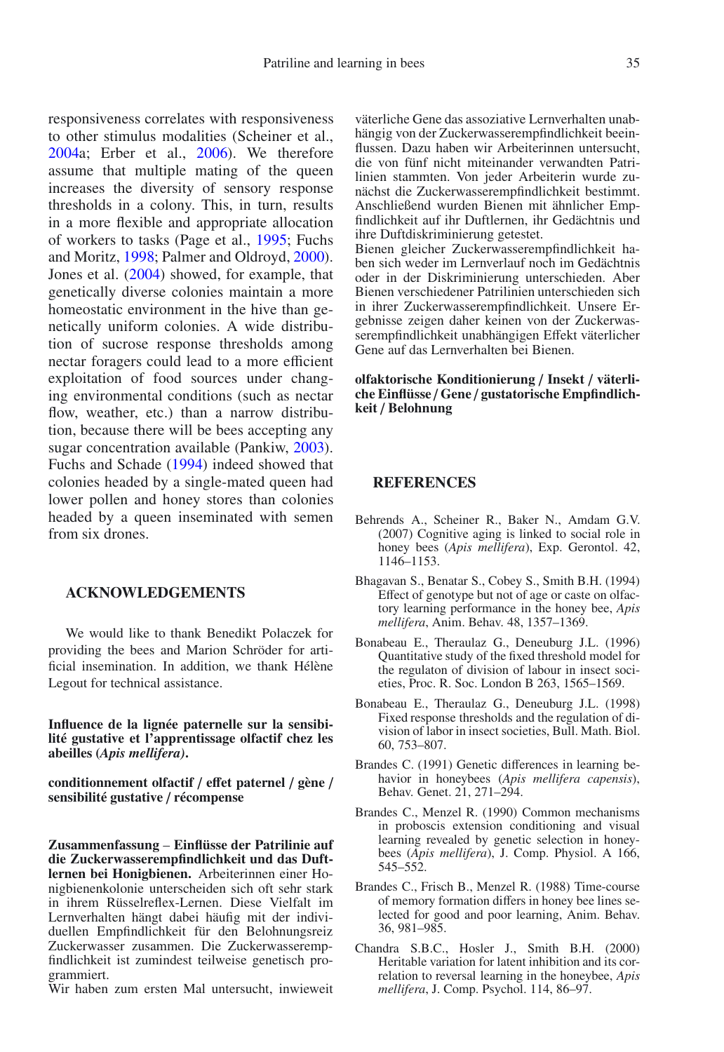responsiveness correlates with responsiveness to other stimulus modalities (Scheiner et al., 2004a; Erber et al., 2006). We therefore assume that multiple mating of the queen increases the diversity of sensory response thresholds in a colony. This, in turn, results in a more flexible and appropriate allocation of workers to tasks (Page et al., 1995; Fuchs and Moritz, 1998; Palmer and Oldroyd, 2000). Jones et al. (2004) showed, for example, that genetically diverse colonies maintain a more homeostatic environment in the hive than genetically uniform colonies. A wide distribution of sucrose response thresholds among nectar foragers could lead to a more efficient exploitation of food sources under changing environmental conditions (such as nectar flow, weather, etc.) than a narrow distribution, because there will be bees accepting any sugar concentration available (Pankiw, 2003). Fuchs and Schade (1994) indeed showed that colonies headed by a single-mated queen had lower pollen and honey stores than colonies headed by a queen inseminated with semen from six drones.

## ACKNOWLEDGEMENTS

We would like to thank Benedikt Polaczek for providing the bees and Marion Schröder for artificial insemination. In addition, we thank Hélène Legout for technical assistance.

**Influence de la lignée paternelle sur la sensibilité gustative et l'apprentissage olfactif chez les abeilles (*Apis mellifera*).**

**conditionnement olfactif / effet paternel / gène / sensibilité gustative / récompense**

**Zusammenfassung – Einflüsse der Patrilinie auf die Zuckerwasserempfindlichkeit und das Duftlernen bei Honigbienen.** Arbeiterinnen einer Honigbienenkolonie unterscheiden sich oft sehr stark in ihrem Rüsselreflex-Lernen. Diese Vielfalt im Lernverhalten hängt dabei häufig mit der individuellen Empfindlichkeit für den Belohnungsreiz Zuckerwasser zusammen. Die Zuckerwasserempfindlichkeit ist zumindest teilweise genetisch programmiert.

Wir haben zum ersten Mal untersucht, inwieweit väterliche Gene das assoziative Lernverhalten unabhängig von der Zuckerwasserempfindlichkeit beeinflussen. Dazu haben wir Arbeiterinnen untersucht, die von fünf nicht miteinander verwandten Patrilinien stammten. Von jeder Arbeiterin wurde zunächst die Zuckerwasserempfindlichkeit bestimmt. Anschließend wurden Bienen mit ähnlicher Empfindlichkeit auf ihr Duftlernen, ihr Gedächtnis und ihre Duftdiskriminierung getestet.

Bienen gleicher Zuckerwasserempfindlichkeit haben sich weder im Lernverlauf noch im Gedächtnis oder in der Diskriminierung unterschieden. Aber Bienen verschiedener Patrilinien unterschieden sich in ihrer Zuckerwasserempfindlichkeit. Unsere Ergebnisse zeigen daher keinen von der Zuckerwasserempfindlichkeit unabhängigen Effekt väterlicher Gene auf das Lernverhalten bei Bienen.

**olfaktorische Konditionierung / Insekt / väterliche Einflüsse / Gene / gustatorische Empfindlichkeit / Belohnung**

## REFERENCES

Behrends A., Scheiner R., Baker N., Amdam G.V. (2007) Cognitive aging is linked to social role in honey bees (*Apis mellifera*), Exp. Gerontol. 42, 1146–1153.

Bhagavan S., Benatar S., Cobey S., Smith B.H. (1994) Effect of genotype but not of age or caste on olfactory learning performance in the honey bee, *Apis mellifera*, Anim. Behav. 48, 1357–1369.

Bonabeau E., Theraulaz G., Deneuburg J.L. (1996) Quantitative study of the fixed threshold model for the regulaton of division of labour in insect societies, Proc. R. Soc. London B 263, 1565–1569.

Bonabeau E., Theraulaz G., Deneuburg J.L. (1998) Fixed response thresholds and the regulation of division of labor in insect societies, Bull. Math. Biol. 60, 753–807.

Brandes C. (1991) Genetic differences in learning behavior in honeybees (*Apis mellifera capensis*), Behav. Genet. 21, 271–294.

Brandes C., Menzel R. (1990) Common mechanisms in proboscis extension conditioning and visual learning revealed by genetic selection in honeybees (*Apis mellifera*), J. Comp. Physiol. A 166, 545–552.

Brandes C., Frisch B., Menzel R. (1988) Time-course of memory formation differs in honey bee lines selected for good and poor learning, Anim. Behav. 36, 981–985.

Chandra S.B.C., Hosler J., Smith B.H. (2000) Heritable variation for latent inhibition and its correlation to reversal learning in the honeybee, *Apis mellifera*, J. Comp. Psychol. 114, 86–97.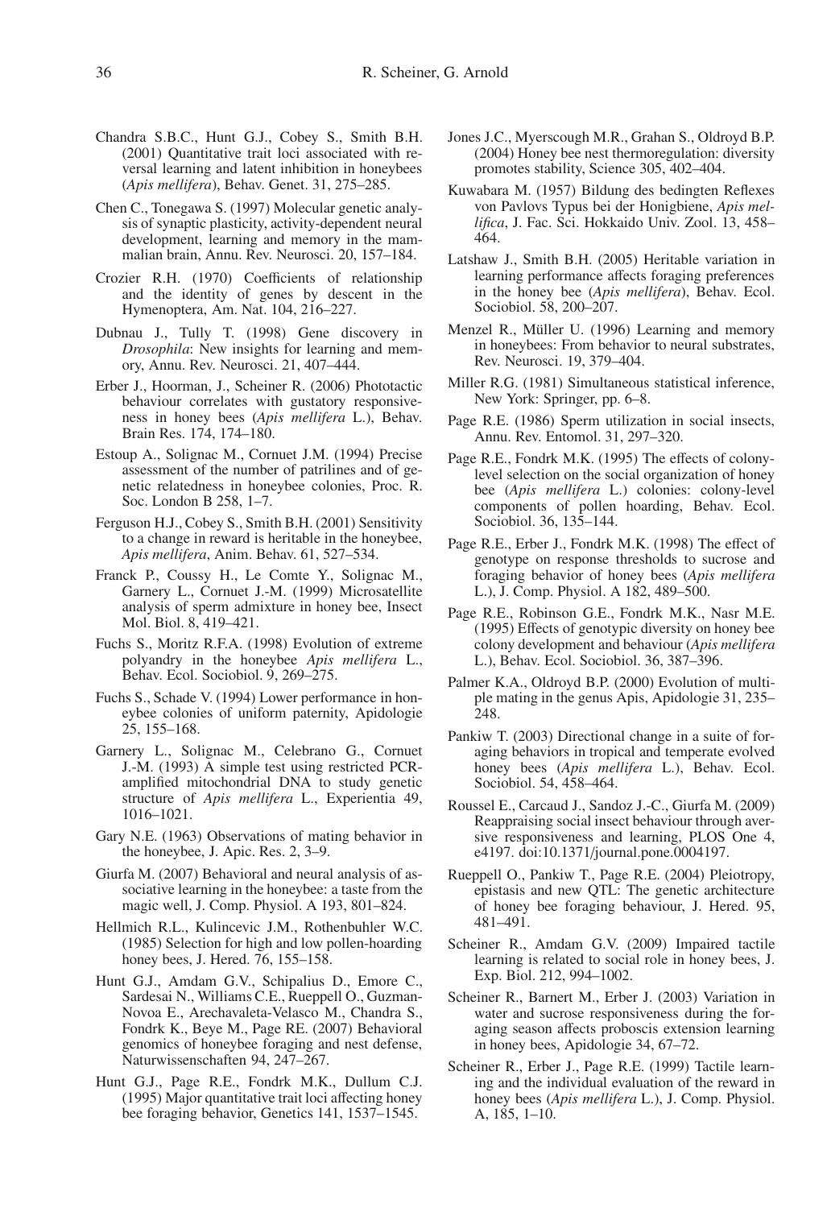Chandra S.B.C., Hunt G.J., Cobey S., Smith B.H. (2001) Quantitative trait loci associated with reversal learning and latent inhibition in honeybees (*Apis mellifera*), Behav. Genet. 31, 275–285.

Chen C., Tonegawa S. (1997) Molecular genetic analysis of synaptic plasticity, activity-dependent neural development, learning and memory in the mammalian brain, Annu. Rev. Neurosci. 20, 157–184.

Crozier R.H. (1970) Coefficients of relationship and the identity of genes by descent in the Hymenoptera, Am. Nat. 104, 216–227.

Dubnau J., Tully T. (1998) Gene discovery in *Drosophila*: New insights for learning and memory, Annu. Rev. Neurosci. 21, 407–444.

Erber J., Hoorman, J., Scheiner R. (2006) Phototactic behaviour correlates with gustatory responsiveness in honey bees (*Apis mellifera* L.), Behav. Brain Res. 174, 174–180.

Estoup A., Solignac M., Cornuet J.M. (1994) Precise assessment of the number of patrilines and of genetic relatedness in honeybee colonies, Proc. R. Soc. London B 258, 1–7.

Ferguson H.J., Cobey S., Smith B.H. (2001) Sensitivity to a change in reward is heritable in the honeybee, *Apis mellifera*, Anim. Behav. 61, 527–534.

Franck P., Coussy H., Le Comte Y., Solignac M., Garnery L., Cornuet J.-M. (1999) Microsatellite analysis of sperm admixture in honey bee, Insect Mol. Biol. 8, 419–421.

Fuchs S., Moritz R.F.A. (1998) Evolution of extreme polyandry in the honeybee *Apis mellifera* L., Behav. Ecol. Sociobiol. 9, 269–275.

Fuchs S., Schade V. (1994) Lower performance in honeybee colonies of uniform paternity, Apidologie 25, 155–168.

Garnery L., Solignac M., Celebrano G., Cornuet J.-M. (1993) A simple test using restricted PCR-amplified mitochondrial DNA to study genetic structure of *Apis mellifera* L., Experientia 49, 1016–1021.

Gary N.E. (1963) Observations of mating behavior in the honeybee, J. Apic. Res. 2, 3–9.

Giurfa M. (2007) Behavioral and neural analysis of associative learning in the honeybee: a taste from the magic well, J. Comp. Physiol. A 193, 801–824.

Hellmich R.L., Kulincevic J.M., Rothenbuhler W.C. (1985) Selection for high and low pollen-hoarding honey bees, J. Hered. 76, 155–158.

Hunt G.J., Amdam G.V., Schipalius D., Emore C., Sardesai N., Williams C.E., Rueppell O., Guzman-Novoa E., Arechavaleta-Velasco M., Chandra S., Fondrk K., Beye M., Page RE. (2007) Behavioral genomics of honeybee foraging and nest defense, Naturwissenschaften 94, 247–267.

Hunt G.J., Page R.E., Fondrk M.K., Dullum C.J. (1995) Major quantitative trait loci affecting honey bee foraging behavior, Genetics 141, 1537–1545.

Jones J.C., Myerscough M.R., Grahan S., Oldroyd B.P. (2004) Honey bee nest thermoregulation: diversity promotes stability, Science 305, 402–404.

Kuwabara M. (1957) Bildung des bedingten Reflexes von Pavlovs Typus bei der Honigbiene, *Apis mellifica*, J. Fac. Sci. Hokkaido Univ. Zool. 13, 458–464.

Latshaw J., Smith B.H. (2005) Heritable variation in learning performance affects foraging preferences in the honey bee (*Apis mellifera*), Behav. Ecol. Sociobiol. 58, 200–207.

Menzel R., Müller U. (1996) Learning and memory in honeybees: From behavior to neural substrates, Rev. Neurosci. 19, 379–404.

Miller R.G. (1981) Simultaneous statistical inference, New York: Springer, pp. 6–8.

Page R.E. (1986) Sperm utilization in social insects, Annu. Rev. Entomol. 31, 297–320.

Page R.E., Fondrk M.K. (1995) The effects of colony-level selection on the social organization of honey bee (*Apis mellifera* L.) colonies: colony-level components of pollen hoarding, Behav. Ecol. Sociobiol. 36, 135–144.

Page R.E., Erber J., Fondrk M.K. (1998) The effect of genotype on response thresholds to sucrose and foraging behavior of honey bees (*Apis mellifera* L.), J. Comp. Physiol. A 182, 489–500.

Page R.E., Robinson G.E., Fondrk M.K., Nasr M.E. (1995) Effects of genotypic diversity on honey bee colony development and behaviour (*Apis mellifera* L.), Behav. Ecol. Sociobiol. 36, 387–396.

Palmer K.A., Oldroyd B.P. (2000) Evolution of multiple mating in the genus Apis, Apidologie 31, 235–248.

Pankiw T. (2003) Directional change in a suite of foraging behaviors in tropical and temperate evolved honey bees (*Apis mellifera* L.), Behav. Ecol. Sociobiol. 54, 458–464.

Roussel E., Carcaud J., Sandoz J.-C., Giurfa M. (2009) Reappraising social insect behaviour through aversive responsiveness and learning, PLOS One 4, e4197. doi:10.1371/journal.pone.0004197.

Rueppell O., Pankiw T., Page R.E. (2004) Pleiotropy, epistasis and new QTL: The genetic architecture of honey bee foraging behaviour, J. Hered. 95, 481–491.

Scheiner R., Amdam G.V. (2009) Impaired tactile learning is related to social role in honey bees, J. Exp. Biol. 212, 994–1002.

Scheiner R., Barnert M., Erber J. (2003) Variation in water and sucrose responsiveness during the foraging season affects proboscis extension learning in honey bees, Apidologie 34, 67–72.

Scheiner R., Erber J., Page R.E. (1999) Tactile learning and the individual evaluation of the reward in honey bees (*Apis mellifera* L.), J. Comp. Physiol. A, 185, 1–10.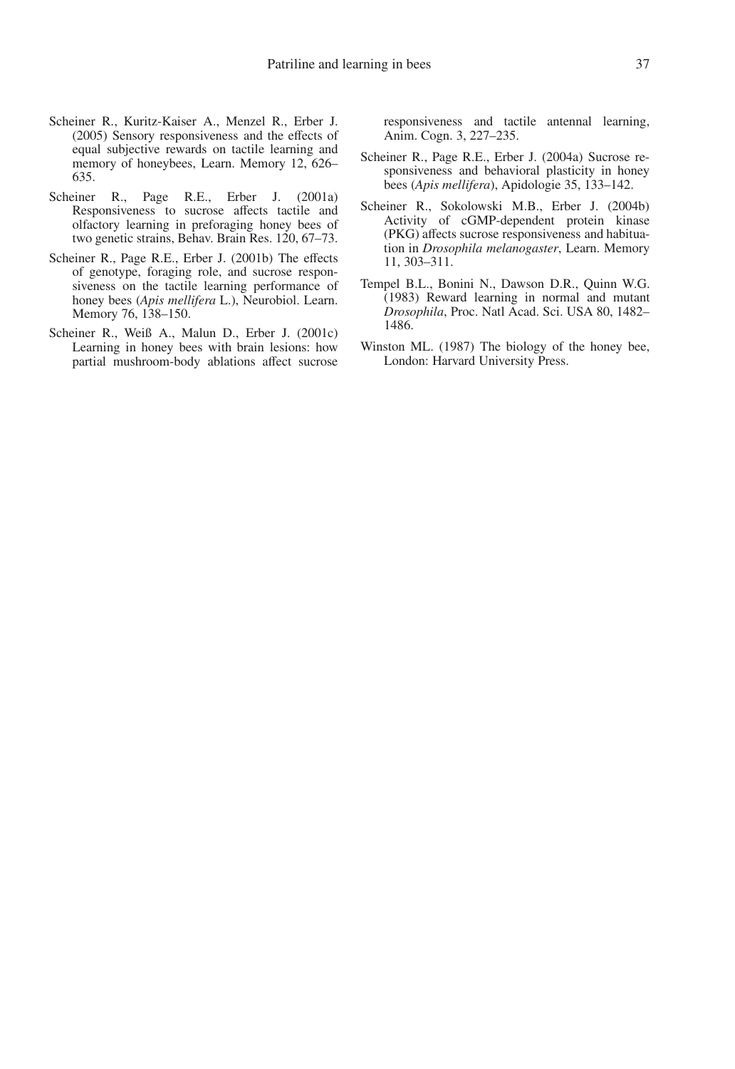Scheiner R., Kuritz-Kaiser A., Menzel R., Erber J. (2005) Sensory responsiveness and the effects of equal subjective rewards on tactile learning and memory of honeybees, Learn. Memory 12, 626–635.

Scheiner R., Page R.E., Erber J. (2001a) Responsiveness to sucrose affects tactile and olfactory learning in preforaging honey bees of two genetic strains, Behav. Brain Res. 120, 67–73.

Scheiner R., Page R.E., Erber J. (2001b) The effects of genotype, foraging role, and sucrose responsiveness on the tactile learning performance of honey bees (*Apis mellifera* L.), Neurobiol. Learn. Memory 76, 138–150.

Scheiner R., Weiß A., Malun D., Erber J. (2001c) Learning in honey bees with brain lesions: how partial mushroom-body ablations affect sucrose responsiveness and tactile antennal learning, Anim. Cogn. 3, 227–235.

Scheiner R., Page R.E., Erber J. (2004a) Sucrose responsiveness and behavioral plasticity in honey bees (*Apis mellifera*), Apidologie 35, 133–142.

Scheiner R., Sokolowski M.B., Erber J. (2004b) Activity of cGMP-dependent protein kinase (PKG) affects sucrose responsiveness and habituation in *Drosophila melanogaster*, Learn. Memory 11, 303–311.

Tempel B.L., Bonini N., Dawson D.R., Quinn W.G. (1983) Reward learning in normal and mutant *Drosophila*, Proc. Natl Acad. Sci. USA 80, 1482–1486.

Winston ML. (1987) The biology of the honey bee, London: Harvard University Press.